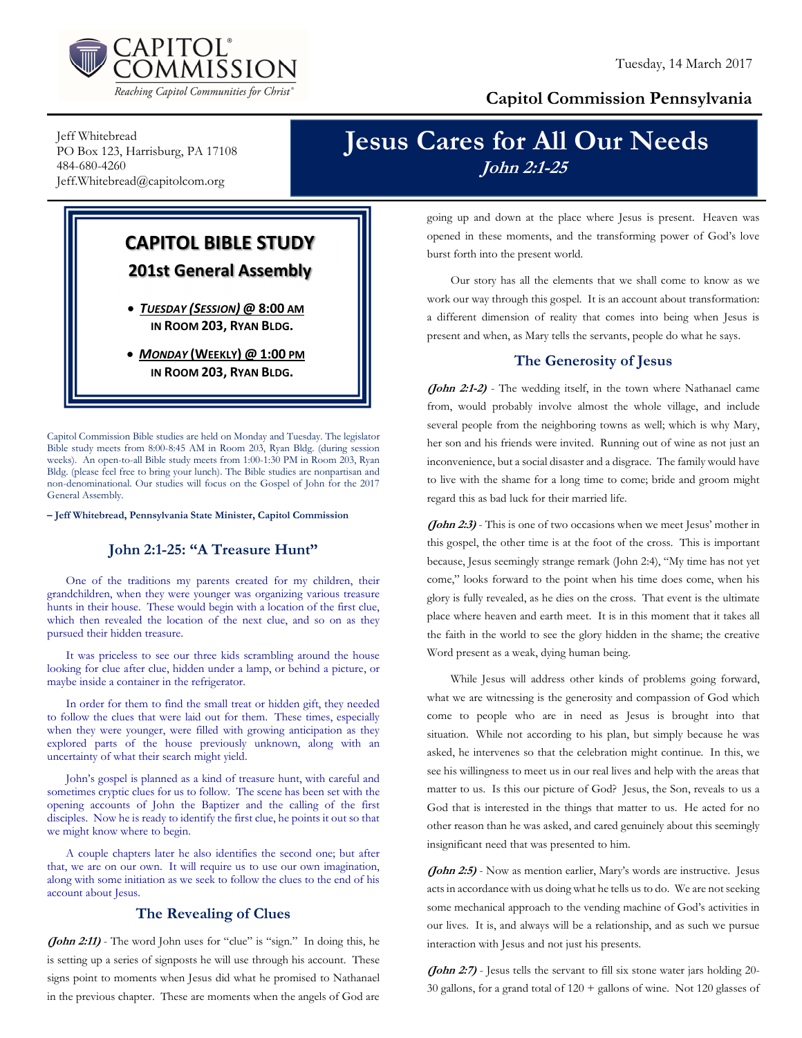CAPITOL COMMISSION®
Reaching Capitol Communities for Christ®

Tuesday, 14 March 2017

**Capitol Commission Pennsylvania**

Jeff Whitebread
PO Box 123, Harrisburg, PA 17108
484-680-4260
Jeff.Whitebread@capitolcom.org

# Jesus Cares for All Our Needs

***John 2:1-25***

## CAPITOL BIBLE STUDY

### 201st General Assembly

- ***TUESDAY (SESSION)* @ 8:00 AM IN ROOM 203, RYAN BLDG.**
- ***MONDAY* (WEEKLY) @ 1:00 PM IN ROOM 203, RYAN BLDG.**

Capitol Commission Bible studies are held on Monday and Tuesday. The legislator Bible study meets from 8:00-8:45 AM in Room 203, Ryan Bldg. (during session weeks). An open-to-all Bible study meets from 1:00-1:30 PM in Room 203, Ryan Bldg. (please feel free to bring your lunch). The Bible studies are nonpartisan and non-denominational. Our studies will focus on the Gospel of John for the 2017 General Assembly.

**– Jeff Whitebread, Pennsylvania State Minister, Capitol Commission**

## John 2:1-25: "A Treasure Hunt"

One of the traditions my parents created for my children, their grandchildren, when they were younger was organizing various treasure hunts in their house. These would begin with a location of the first clue, which then revealed the location of the next clue, and so on as they pursued their hidden treasure.

It was priceless to see our three kids scrambling around the house looking for clue after clue, hidden under a lamp, or behind a picture, or maybe inside a container in the refrigerator.

In order for them to find the small treat or hidden gift, they needed to follow the clues that were laid out for them. These times, especially when they were younger, were filled with growing anticipation as they explored parts of the house previously unknown, along with an uncertainty of what their search might yield.

John's gospel is planned as a kind of treasure hunt, with careful and sometimes cryptic clues for us to follow. The scene has been set with the opening accounts of John the Baptizer and the calling of the first disciples. Now he is ready to identify the first clue, he points it out so that we might know where to begin.

A couple chapters later he also identifies the second one; but after that, we are on our own. It will require us to use our own imagination, along with some initiation as we seek to follow the clues to the end of his account about Jesus.

## The Revealing of Clues

***(John 2:11)*** - The word John uses for "clue" is "sign." In doing this, he is setting up a series of signposts he will use through his account. These signs point to moments when Jesus did what he promised to Nathanael in the previous chapter. These are moments when the angels of God are going up and down at the place where Jesus is present. Heaven was opened in these moments, and the transforming power of God's love burst forth into the present world.

Our story has all the elements that we shall come to know as we work our way through this gospel. It is an account about transformation: a different dimension of reality that comes into being when Jesus is present and when, as Mary tells the servants, people do what he says.

## The Generosity of Jesus

***(John 2:1-2)*** - The wedding itself, in the town where Nathanael came from, would probably involve almost the whole village, and include several people from the neighboring towns as well; which is why Mary, her son and his friends were invited. Running out of wine as not just an inconvenience, but a social disaster and a disgrace. The family would have to live with the shame for a long time to come; bride and groom might regard this as bad luck for their married life.

***(John 2:3)*** - This is one of two occasions when we meet Jesus' mother in this gospel, the other time is at the foot of the cross. This is important because, Jesus seemingly strange remark (John 2:4), "My time has not yet come," looks forward to the point when his time does come, when his glory is fully revealed, as he dies on the cross. That event is the ultimate place where heaven and earth meet. It is in this moment that it takes all the faith in the world to see the glory hidden in the shame; the creative Word present as a weak, dying human being.

While Jesus will address other kinds of problems going forward, what we are witnessing is the generosity and compassion of God which come to people who are in need as Jesus is brought into that situation. While not according to his plan, but simply because he was asked, he intervenes so that the celebration might continue. In this, we see his willingness to meet us in our real lives and help with the areas that matter to us. Is this our picture of God? Jesus, the Son, reveals to us a God that is interested in the things that matter to us. He acted for no other reason than he was asked, and cared genuinely about this seemingly insignificant need that was presented to him.

***(John 2:5)*** - Now as mention earlier, Mary's words are instructive. Jesus acts in accordance with us doing what he tells us to do. We are not seeking some mechanical approach to the vending machine of God's activities in our lives. It is, and always will be a relationship, and as such we pursue interaction with Jesus and not just his presents.

***(John 2:7)*** - Jesus tells the servant to fill six stone water jars holding 20-30 gallons, for a grand total of 120 + gallons of wine. Not 120 glasses of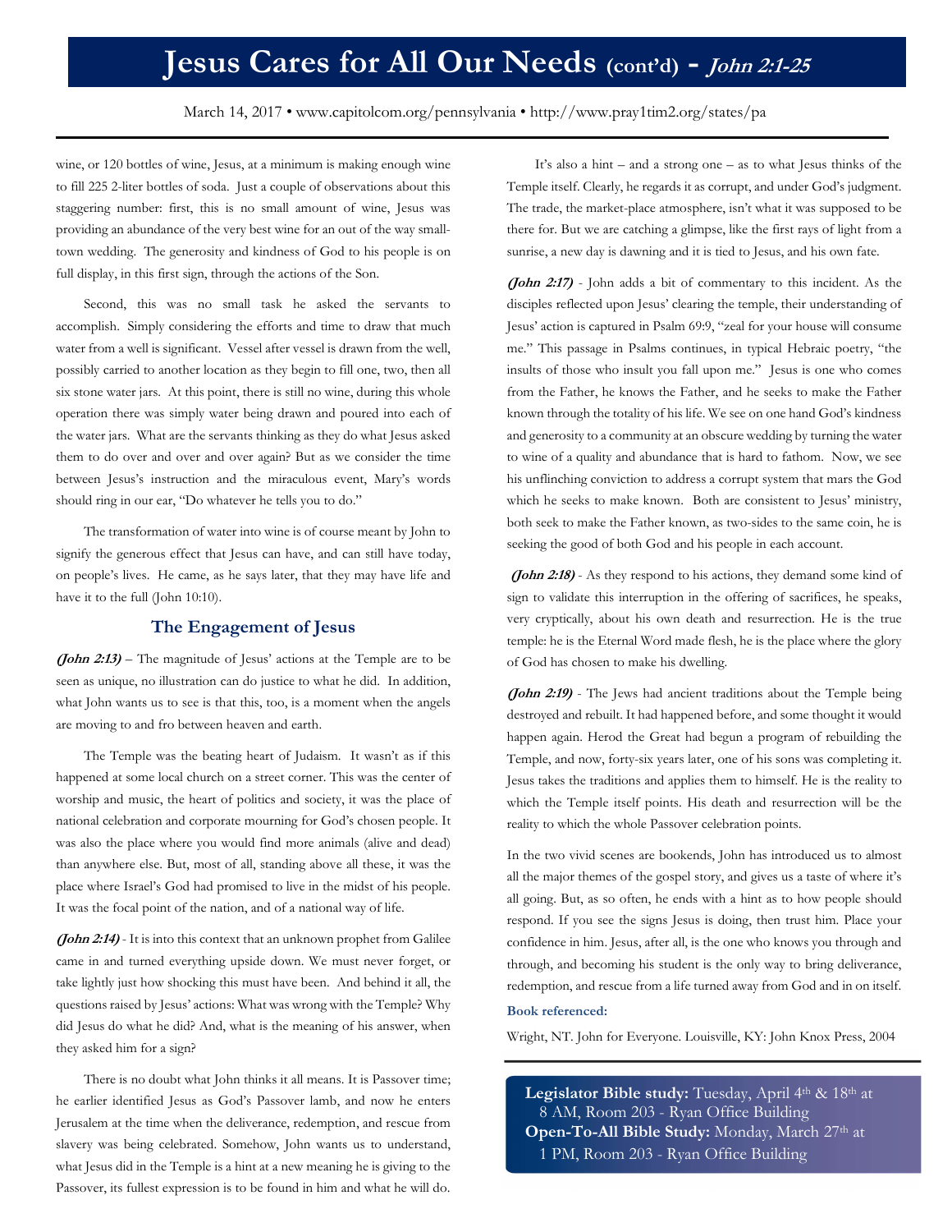# Jesus Cares for All Our Needs (cont'd) - *John 2:1-25*

March 14, 2017 • www.capitolcom.org/pennsylvania • http://www.pray1tim2.org/states/pa

wine, or 120 bottles of wine, Jesus, at a minimum is making enough wine to fill 225 2-liter bottles of soda. Just a couple of observations about this staggering number: first, this is no small amount of wine, Jesus was providing an abundance of the very best wine for an out of the way small-town wedding. The generosity and kindness of God to his people is on full display, in this first sign, through the actions of the Son.

Second, this was no small task he asked the servants to accomplish. Simply considering the efforts and time to draw that much water from a well is significant. Vessel after vessel is drawn from the well, possibly carried to another location as they begin to fill one, two, then all six stone water jars. At this point, there is still no wine, during this whole operation there was simply water being drawn and poured into each of the water jars. What are the servants thinking as they do what Jesus asked them to do over and over and over again? But as we consider the time between Jesus's instruction and the miraculous event, Mary's words should ring in our ear, "Do whatever he tells you to do."

The transformation of water into wine is of course meant by John to signify the generous effect that Jesus can have, and can still have today, on people's lives. He came, as he says later, that they may have life and have it to the full (John 10:10).

## The Engagement of Jesus

***(John 2:13)*** – The magnitude of Jesus' actions at the Temple are to be seen as unique, no illustration can do justice to what he did. In addition, what John wants us to see is that this, too, is a moment when the angels are moving to and fro between heaven and earth.

The Temple was the beating heart of Judaism. It wasn't as if this happened at some local church on a street corner. This was the center of worship and music, the heart of politics and society, it was the place of national celebration and corporate mourning for God's chosen people. It was also the place where you would find more animals (alive and dead) than anywhere else. But, most of all, standing above all these, it was the place where Israel's God had promised to live in the midst of his people. It was the focal point of the nation, and of a national way of life.

***(John 2:14)*** - It is into this context that an unknown prophet from Galilee came in and turned everything upside down. We must never forget, or take lightly just how shocking this must have been. And behind it all, the questions raised by Jesus' actions: What was wrong with the Temple? Why did Jesus do what he did? And, what is the meaning of his answer, when they asked him for a sign?

There is no doubt what John thinks it all means. It is Passover time; he earlier identified Jesus as God's Passover lamb, and now he enters Jerusalem at the time when the deliverance, redemption, and rescue from slavery was being celebrated. Somehow, John wants us to understand, what Jesus did in the Temple is a hint at a new meaning he is giving to the Passover, its fullest expression is to be found in him and what he will do.

It's also a hint – and a strong one – as to what Jesus thinks of the Temple itself. Clearly, he regards it as corrupt, and under God's judgment. The trade, the market-place atmosphere, isn't what it was supposed to be there for. But we are catching a glimpse, like the first rays of light from a sunrise, a new day is dawning and it is tied to Jesus, and his own fate.

***(John 2:17)*** - John adds a bit of commentary to this incident. As the disciples reflected upon Jesus' clearing the temple, their understanding of Jesus' action is captured in Psalm 69:9, "zeal for your house will consume me." This passage in Psalms continues, in typical Hebraic poetry, "the insults of those who insult you fall upon me." Jesus is one who comes from the Father, he knows the Father, and he seeks to make the Father known through the totality of his life. We see on one hand God's kindness and generosity to a community at an obscure wedding by turning the water to wine of a quality and abundance that is hard to fathom. Now, we see his unflinching conviction to address a corrupt system that mars the God which he seeks to make known. Both are consistent to Jesus' ministry, both seek to make the Father known, as two-sides to the same coin, he is seeking the good of both God and his people in each account.

***(John 2:18)*** - As they respond to his actions, they demand some kind of sign to validate this interruption in the offering of sacrifices, he speaks, very cryptically, about his own death and resurrection. He is the true temple: he is the Eternal Word made flesh, he is the place where the glory of God has chosen to make his dwelling.

***(John 2:19)*** - The Jews had ancient traditions about the Temple being destroyed and rebuilt. It had happened before, and some thought it would happen again. Herod the Great had begun a program of rebuilding the Temple, and now, forty-six years later, one of his sons was completing it. Jesus takes the traditions and applies them to himself. He is the reality to which the Temple itself points. His death and resurrection will be the reality to which the whole Passover celebration points.

In the two vivid scenes are bookends, John has introduced us to almost all the major themes of the gospel story, and gives us a taste of where it's all going. But, as so often, he ends with a hint as to how people should respond. If you see the signs Jesus is doing, then trust him. Place your confidence in him. Jesus, after all, is the one who knows you through and through, and becoming his student is the only way to bring deliverance, redemption, and rescue from a life turned away from God and in on itself.

**Book referenced:**

Wright, NT. John for Everyone. Louisville, KY: John Knox Press, 2004

**Legislator Bible study:** Tuesday, April 4th & 18th at 8 AM, Room 203 - Ryan Office Building
**Open-To-All Bible Study:** Monday, March 27th at 1 PM, Room 203 - Ryan Office Building